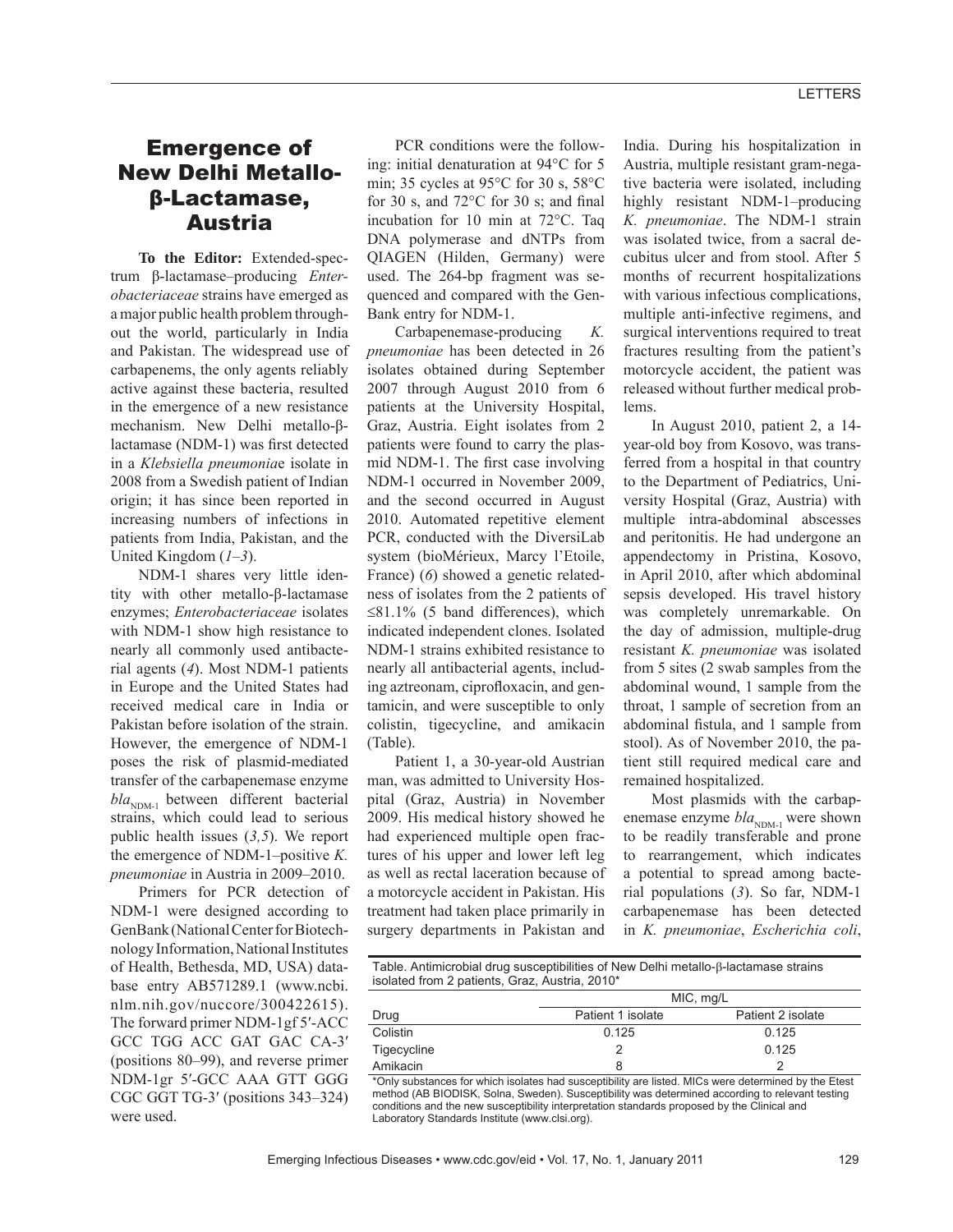# Emergence of New Delhi Metallo-β-Lactamase, Austria

**To the Editor:** Extended-spectrum β-lactamase–producing *Enterobacteriaceae* strains have emerged as a major public health problem throughout the world, particularly in India and Pakistan. The widespread use of carbapenems, the only agents reliably active against these bacteria, resulted in the emergence of a new resistance mechanism. New Delhi metallo-β-lactamase (NDM-1) was first detected in a *Klebsiella pneumonia*e isolate in 2008 from a Swedish patient of Indian origin; it has since been reported in increasing numbers of infections in patients from India, Pakistan, and the United Kingdom (*1–3*).

NDM-1 shares very little identity with other metallo-β-lactamase enzymes; *Enterobacteriaceae* isolates with NDM-1 show high resistance to nearly all commonly used antibacterial agents (*4*). Most NDM-1 patients in Europe and the United States had received medical care in India or Pakistan before isolation of the strain. However, the emergence of NDM-1 poses the risk of plasmid-mediated transfer of the carbapenemase enzyme $bla_{\text{NDM-1}}$ between different bacterial strains, which could lead to serious public health issues (*3,5*). We report the emergence of NDM-1–positive *K. pneumoniae* in Austria in 2009–2010.

Primers for PCR detection of NDM-1 were designed according to GenBank (National Center for Biotechnology Information, National Institutes of Health, Bethesda, MD, USA) database entry AB571289.1 (www.ncbi.nlm.nih.gov/nuccore/300422615). The forward primer NDM-1gf 5′-ACC GCC TGG ACC GAT GAC CA-3′ (positions 80–99), and reverse primer NDM-1gr 5′-GCC AAA GTT GGG CGC GGT TG-3′ (positions 343–324) were used.

PCR conditions were the following: initial denaturation at 94°C for 5 min; 35 cycles at 95°C for 30 s, 58°C for 30 s, and 72°C for 30 s; and final incubation for 10 min at 72°C. Taq DNA polymerase and dNTPs from QIAGEN (Hilden, Germany) were used. The 264-bp fragment was sequenced and compared with the GenBank entry for NDM-1.

Carbapenemase-producing *K. pneumoniae* has been detected in 26 isolates obtained during September 2007 through August 2010 from 6 patients at the University Hospital, Graz, Austria. Eight isolates from 2 patients were found to carry the plasmid NDM-1. The first case involving NDM-1 occurred in November 2009, and the second occurred in August 2010. Automated repetitive element PCR, conducted with the DiversiLab system (bioMérieux, Marcy l'Etoile, France) (*6*) showed a genetic relatedness of isolates from the 2 patients of ≤81.1% (5 band differences), which indicated independent clones. Isolated NDM-1 strains exhibited resistance to nearly all antibacterial agents, including aztreonam, ciprofloxacin, and gentamicin, and were susceptible to only colistin, tigecycline, and amikacin (Table).

Patient 1, a 30-year-old Austrian man, was admitted to University Hospital (Graz, Austria) in November 2009. His medical history showed he had experienced multiple open fractures of his upper and lower left leg as well as rectal laceration because of a motorcycle accident in Pakistan. His treatment had taken place primarily in surgery departments in Pakistan and India. During his hospitalization in Austria, multiple resistant gram-negative bacteria were isolated, including highly resistant NDM-1–producing *K. pneumoniae*. The NDM-1 strain was isolated twice, from a sacral decubitus ulcer and from stool. After 5 months of recurrent hospitalizations with various infectious complications, multiple anti-infective regimens, and surgical interventions required to treat fractures resulting from the patient's motorcycle accident, the patient was released without further medical problems.

In August 2010, patient 2, a 14-year-old boy from Kosovo, was transferred from a hospital in that country to the Department of Pediatrics, University Hospital (Graz, Austria) with multiple intra-abdominal abscesses and peritonitis. He had undergone an appendectomy in Pristina, Kosovo, in April 2010, after which abdominal sepsis developed. His travel history was completely unremarkable. On the day of admission, multiple-drug resistant *K. pneumoniae* was isolated from 5 sites (2 swab samples from the abdominal wound, 1 sample from the throat, 1 sample of secretion from an abdominal fistula, and 1 sample from stool). As of November 2010, the patient still required medical care and remained hospitalized.

Most plasmids with the carbapenemase enzyme $bla_{\text{NDM-1}}$ were shown to be readily transferable and prone to rearrangement, which indicates a potential to spread among bacterial populations (*3*). So far, NDM-1 carbapenemase has been detected in *K. pneumoniae*, *Escherichia coli*,

Table. Antimicrobial drug susceptibilities of New Delhi metallo-β-lactamase strains isolated from 2 patients, Graz, Austria, 2010*

| | MIC, mg/L | |
|---|---|---|
| Drug | Patient 1 isolate | Patient 2 isolate |
| Colistin | 0.125 | 0.125 |
| Tigecycline | 2 | 0.125 |
| Amikacin | 8 | 2 |

*Only substances for which isolates had susceptibility are listed. MICs were determined by the Etest method (AB BIODISK, Solna, Sweden). Susceptibility was determined according to relevant testing conditions and the new susceptibility interpretation standards proposed by the Clinical and Laboratory Standards Institute (www.clsi.org).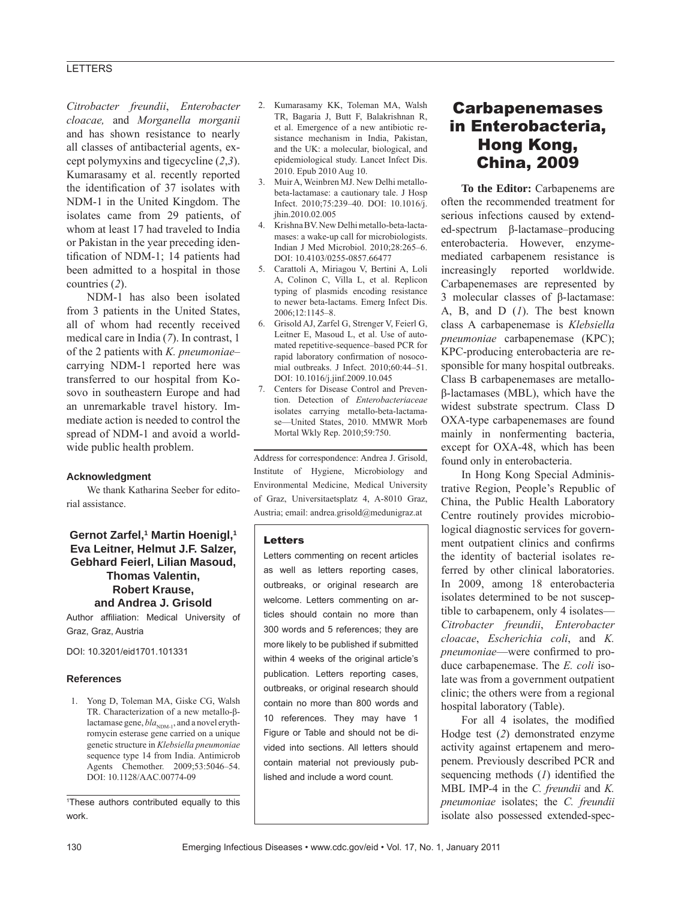*Citrobacter freundii*, *Enterobacter cloacae,* and *Morganella morganii* and has shown resistance to nearly all classes of antibacterial agents, except polymyxins and tigecycline (*2*,*3*). Kumarasamy et al. recently reported the identification of 37 isolates with NDM-1 in the United Kingdom. The isolates came from 29 patients, of whom at least 17 had traveled to India or Pakistan in the year preceding identification of NDM-1; 14 patients had been admitted to a hospital in those countries (*2*).

NDM-1 has also been isolated from 3 patients in the United States, all of whom had recently received medical care in India (*7*). In contrast, 1 of the 2 patients with *K. pneumoniae*–carrying NDM-1 reported here was transferred to our hospital from Kosovo in southeastern Europe and had an unremarkable travel history. Immediate action is needed to control the spread of NDM-1 and avoid a worldwide public health problem.

#### Acknowledgment

We thank Katharina Seeber for editorial assistance.

**Gernot Zarfel,[1] Martin Hoenigl,[1] Eva Leitner, Helmut J.F. Salzer, Gebhard Feierl, Lilian Masoud, Thomas Valentin, Robert Krause, and Andrea J. Grisold**

Author affiliation: Medical University of Graz, Graz, Austria

DOI: 10.3201/eid1701.101331

#### References

1. Yong D, Toleman MA, Giske CG, Walsh TR. Characterization of a new metallo-β-lactamase gene, *bla*$_{NDM-1}$, and a novel erythromycin esterase gene carried on a unique genetic structure in *Klebsiella pneumoniae* sequence type 14 from India. Antimicrob Agents Chemother. 2009;53:5046–54. DOI: 10.1128/AAC.00774-09
2. Kumarasamy KK, Toleman MA, Walsh TR, Bagaria J, Butt F, Balakrishnan R, et al. Emergence of a new antibiotic resistance mechanism in India, Pakistan, and the UK: a molecular, biological, and epidemiological study. Lancet Infect Dis. 2010. Epub 2010 Aug 10.
3. Muir A, Weinbren MJ. New Delhi metallo-beta-lactamase: a cautionary tale. J Hosp Infect. 2010;75:239–40. DOI: 10.1016/j.jhin.2010.02.005
4. Krishna BV. New Delhi metallo-beta-lactamases: a wake-up call for microbiologists. Indian J Med Microbiol. 2010;28:265–6. DOI: 10.4103/0255-0857.66477
5. Carattoli A, Miriagou V, Bertini A, Loli A, Colinon C, Villa L, et al. Replicon typing of plasmids encoding resistance to newer beta-lactams. Emerg Infect Dis. 2006;12:1145–8.
6. Grisold AJ, Zarfel G, Strenger V, Feierl G, Leitner E, Masoud L, et al. Use of automated repetitive-sequence–based PCR for rapid laboratory confirmation of nosocomial outbreaks. J Infect. 2010;60:44–51. DOI: 10.1016/j.jinf.2009.10.045
7. Centers for Disease Control and Prevention. Detection of *Enterobacteriaceae* isolates carrying metallo-beta-lactamase—United States, 2010. MMWR Morb Mortal Wkly Rep. 2010;59:750.

[1]These authors contributed equally to this work.

Address for correspondence: Andrea J. Grisold, Institute of Hygiene, Microbiology and Environmental Medicine, Medical University of Graz, Universitaetsplatz 4, A-8010 Graz, Austria; email: andrea.grisold@medunigraz.at

> **Letters**
>
> Letters commenting on recent articles as well as letters reporting cases, outbreaks, or original research are welcome. Letters commenting on articles should contain no more than 300 words and 5 references; they are more likely to be published if submitted within 4 weeks of the original article's publication. Letters reporting cases, outbreaks, or original research should contain no more than 800 words and 10 references. They may have 1 Figure or Table and should not be divided into sections. All letters should contain material not previously published and include a word count.

# Carbapenemases in Enterobacteria, Hong Kong, China, 2009

**To the Editor:** Carbapenems are often the recommended treatment for serious infections caused by extended-spectrum β-lactamase–producing enterobacteria. However, enzyme-mediated carbapenem resistance is increasingly reported worldwide. Carbapenemases are represented by 3 molecular classes of β-lactamase: A, B, and D (*1*). The best known class A carbapenemase is *Klebsiella pneumoniae* carbapenemase (KPC); KPC-producing enterobacteria are responsible for many hospital outbreaks. Class B carbapenemases are metallo-β-lactamases (MBL), which have the widest substrate spectrum. Class D OXA-type carbapenemases are found mainly in nonfermenting bacteria, except for OXA-48, which has been found only in enterobacteria.

In Hong Kong Special Administrative Region, People's Republic of China, the Public Health Laboratory Centre routinely provides microbiological diagnostic services for government outpatient clinics and confirms the identity of bacterial isolates referred by other clinical laboratories. In 2009, among 18 enterobacteria isolates determined to be not susceptible to carbapenem, only 4 isolates—*Citrobacter freundii*, *Enterobacter cloacae*, *Escherichia coli*, and *K. pneumoniae*—were confirmed to produce carbapenemase. The *E. coli* isolate was from a government outpatient clinic; the others were from a regional hospital laboratory (Table).

For all 4 isolates, the modified Hodge test (*2*) demonstrated enzyme activity against ertapenem and meropenem. Previously described PCR and sequencing methods (*1*) identified the MBL IMP-4 in the *C. freundii* and *K. pneumoniae* isolates; the *C. freundii* isolate also possessed extended-spec-